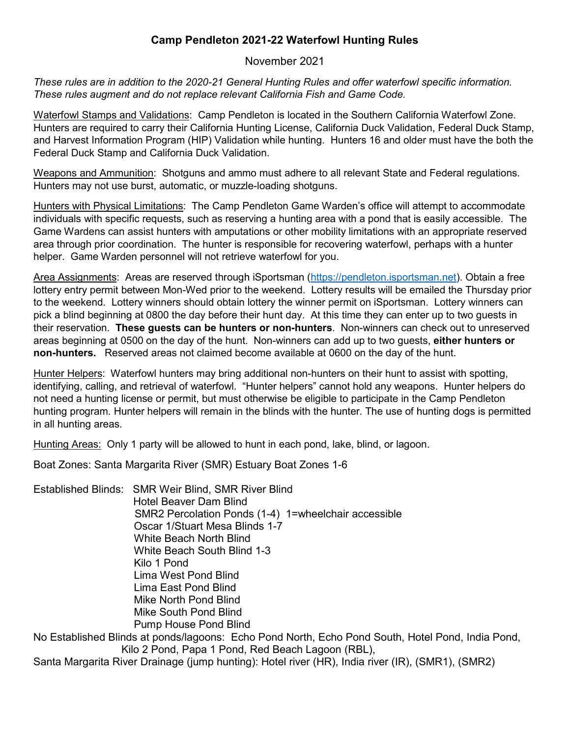# Camp Pendleton 2021-22 Waterfowl Hunting Rules

November 2021

*These rules are in addition to the 2020-21 General Hunting Rules and offer waterfowl specific information. These rules augment and do not replace relevant California Fish and Game Code.*

Waterfowl Stamps and Validations: Camp Pendleton is located in the Southern California Waterfowl Zone. Hunters are required to carry their California Hunting License, California Duck Validation, Federal Duck Stamp, and Harvest Information Program (HIP) Validation while hunting. Hunters 16 and older must have the both the Federal Duck Stamp and California Duck Validation.

Weapons and Ammunition: Shotguns and ammo must adhere to all relevant State and Federal regulations. Hunters may not use burst, automatic, or muzzle-loading shotguns.

Hunters with Physical Limitations: The Camp Pendleton Game Warden's office will attempt to accommodate individuals with specific requests, such as reserving a hunting area with a pond that is easily accessible. The Game Wardens can assist hunters with amputations or other mobility limitations with an appropriate reserved area through prior coordination. The hunter is responsible for recovering waterfowl, perhaps with a hunter helper. Game Warden personnel will not retrieve waterfowl for you.

Area Assignments: Areas are reserved through iSportsman (https://pendleton.isportsman.net). Obtain a free lottery entry permit between Mon-Wed prior to the weekend. Lottery results will be emailed the Thursday prior to the weekend. Lottery winners should obtain lottery the winner permit on iSportsman. Lottery winners can pick a blind beginning at 0800 the day before their hunt day. At this time they can enter up to two guests in their reservation. **These guests can be hunters or non-hunters**. Non-winners can check out to unreserved areas beginning at 0500 on the day of the hunt. Non-winners can add up to two guests, **either hunters or non-hunters.** Reserved areas not claimed become available at 0600 on the day of the hunt.

Hunter Helpers: Waterfowl hunters may bring additional non-hunters on their hunt to assist with spotting, identifying, calling, and retrieval of waterfowl. "Hunter helpers" cannot hold any weapons. Hunter helpers do not need a hunting license or permit, but must otherwise be eligible to participate in the Camp Pendleton hunting program. Hunter helpers will remain in the blinds with the hunter. The use of hunting dogs is permitted in all hunting areas.

Hunting Areas: Only 1 party will be allowed to hunt in each pond, lake, blind, or lagoon.

Boat Zones: Santa Margarita River (SMR) Estuary Boat Zones 1-6

Established Blinds:
- SMR Weir Blind, SMR River Blind
- Hotel Beaver Dam Blind
- SMR2 Percolation Ponds (1-4) 1=wheelchair accessible
- Oscar 1/Stuart Mesa Blinds 1-7
- White Beach North Blind
- White Beach South Blind 1-3
- Kilo 1 Pond
- Lima West Pond Blind
- Lima East Pond Blind
- Mike North Pond Blind
- Mike South Pond Blind
- Pump House Pond Blind

No Established Blinds at ponds/lagoons: Echo Pond North, Echo Pond South, Hotel Pond, India Pond, Kilo 2 Pond, Papa 1 Pond, Red Beach Lagoon (RBL),

Santa Margarita River Drainage (jump hunting): Hotel river (HR), India river (IR), (SMR1), (SMR2)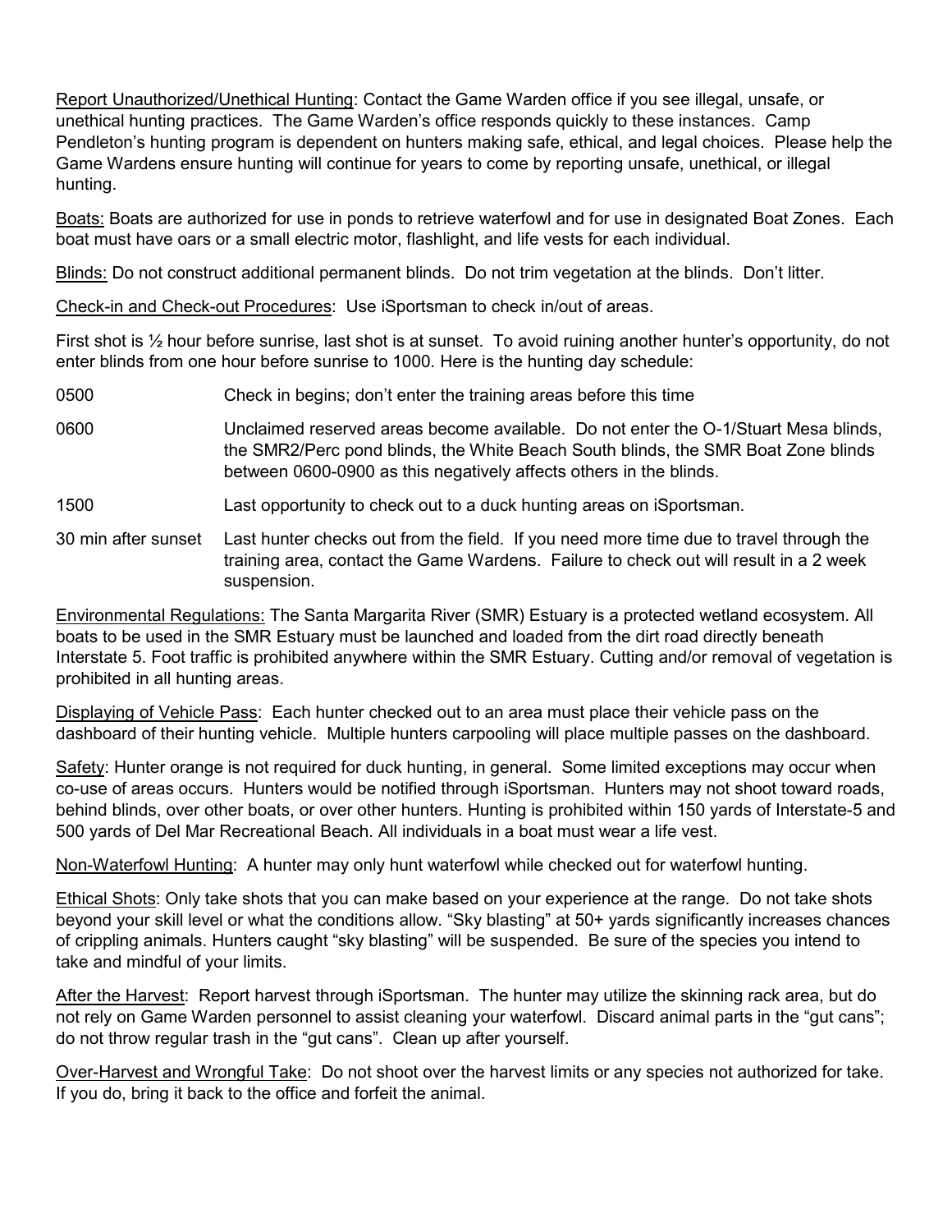Report Unauthorized/Unethical Hunting: Contact the Game Warden office if you see illegal, unsafe, or unethical hunting practices. The Game Warden's office responds quickly to these instances. Camp Pendleton's hunting program is dependent on hunters making safe, ethical, and legal choices. Please help the Game Wardens ensure hunting will continue for years to come by reporting unsafe, unethical, or illegal hunting.

Boats: Boats are authorized for use in ponds to retrieve waterfowl and for use in designated Boat Zones. Each boat must have oars or a small electric motor, flashlight, and life vests for each individual.

Blinds: Do not construct additional permanent blinds. Do not trim vegetation at the blinds. Don't litter.

Check-in and Check-out Procedures: Use iSportsman to check in/out of areas.

First shot is ½ hour before sunrise, last shot is at sunset. To avoid ruining another hunter's opportunity, do not enter blinds from one hour before sunrise to 1000. Here is the hunting day schedule:

| | |
|---|---|
| 0500 | Check in begins; don't enter the training areas before this time |
| 0600 | Unclaimed reserved areas become available. Do not enter the O-1/Stuart Mesa blinds, the SMR2/Perc pond blinds, the White Beach South blinds, the SMR Boat Zone blinds between 0600-0900 as this negatively affects others in the blinds. |
| 1500 | Last opportunity to check out to a duck hunting areas on iSportsman. |
| 30 min after sunset | Last hunter checks out from the field. If you need more time due to travel through the training area, contact the Game Wardens. Failure to check out will result in a 2 week suspension. |

Environmental Regulations: The Santa Margarita River (SMR) Estuary is a protected wetland ecosystem. All boats to be used in the SMR Estuary must be launched and loaded from the dirt road directly beneath Interstate 5. Foot traffic is prohibited anywhere within the SMR Estuary. Cutting and/or removal of vegetation is prohibited in all hunting areas.

Displaying of Vehicle Pass: Each hunter checked out to an area must place their vehicle pass on the dashboard of their hunting vehicle. Multiple hunters carpooling will place multiple passes on the dashboard.

Safety: Hunter orange is not required for duck hunting, in general. Some limited exceptions may occur when co-use of areas occurs. Hunters would be notified through iSportsman. Hunters may not shoot toward roads, behind blinds, over other boats, or over other hunters. Hunting is prohibited within 150 yards of Interstate-5 and 500 yards of Del Mar Recreational Beach. All individuals in a boat must wear a life vest.

Non-Waterfowl Hunting: A hunter may only hunt waterfowl while checked out for waterfowl hunting.

Ethical Shots: Only take shots that you can make based on your experience at the range. Do not take shots beyond your skill level or what the conditions allow. "Sky blasting" at 50+ yards significantly increases chances of crippling animals. Hunters caught "sky blasting" will be suspended. Be sure of the species you intend to take and mindful of your limits.

After the Harvest: Report harvest through iSportsman. The hunter may utilize the skinning rack area, but do not rely on Game Warden personnel to assist cleaning your waterfowl. Discard animal parts in the "gut cans"; do not throw regular trash in the "gut cans". Clean up after yourself.

Over-Harvest and Wrongful Take: Do not shoot over the harvest limits or any species not authorized for take. If you do, bring it back to the office and forfeit the animal.